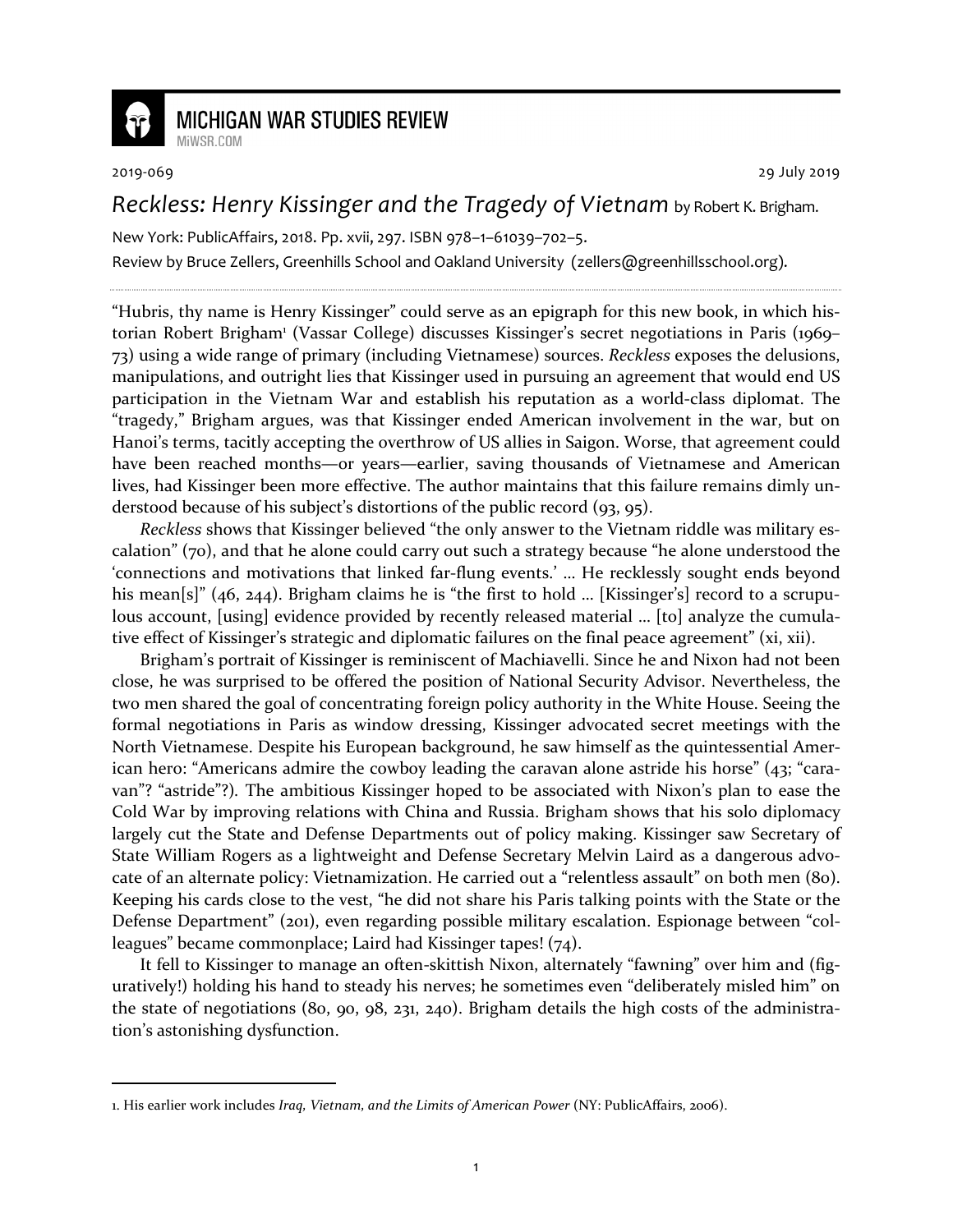# MICHIGAN WAR STUDIES REVIEW

MiWSR.COM

2019-069 29 July 2019

## *Reckless: Henry Kissinger and the Tragedy of Vietnam* by Robert K. Brigham.

New York: PublicAffairs, 2018. Pp. xvii, 297. ISBN 978–1–61039–702–5.

Review by Bruce Zellers, Greenhills School and Oakland University (zellers@greenhillsschool.org).

---

"Hubris, thy name is Henry Kissinger" could serve as an epigraph for this new book, in which historian Robert Brigham[1] (Vassar College) discusses Kissinger's secret negotiations in Paris (1969–73) using a wide range of primary (including Vietnamese) sources. *Reckless* exposes the delusions, manipulations, and outright lies that Kissinger used in pursuing an agreement that would end US participation in the Vietnam War and establish his reputation as a world-class diplomat. The "tragedy," Brigham argues, was that Kissinger ended American involvement in the war, but on Hanoi's terms, tacitly accepting the overthrow of US allies in Saigon. Worse, that agreement could have been reached months—or years—earlier, saving thousands of Vietnamese and American lives, had Kissinger been more effective. The author maintains that this failure remains dimly understood because of his subject's distortions of the public record (93, 95).

*Reckless* shows that Kissinger believed "the only answer to the Vietnam riddle was military escalation" (70), and that he alone could carry out such a strategy because "he alone understood the 'connections and motivations that linked far-flung events.' ... He recklessly sought ends beyond his mean[s]" (46, 244). Brigham claims he is "the first to hold ... [Kissinger's] record to a scrupulous account, [using] evidence provided by recently released material ... [to] analyze the cumulative effect of Kissinger's strategic and diplomatic failures on the final peace agreement" (xi, xii).

Brigham's portrait of Kissinger is reminiscent of Machiavelli. Since he and Nixon had not been close, he was surprised to be offered the position of National Security Advisor. Nevertheless, the two men shared the goal of concentrating foreign policy authority in the White House. Seeing the formal negotiations in Paris as window dressing, Kissinger advocated secret meetings with the North Vietnamese. Despite his European background, he saw himself as the quintessential American hero: "Americans admire the cowboy leading the caravan alone astride his horse" (43; "caravan"? "astride"?). The ambitious Kissinger hoped to be associated with Nixon's plan to ease the Cold War by improving relations with China and Russia. Brigham shows that his solo diplomacy largely cut the State and Defense Departments out of policy making. Kissinger saw Secretary of State William Rogers as a lightweight and Defense Secretary Melvin Laird as a dangerous advocate of an alternate policy: Vietnamization. He carried out a "relentless assault" on both men (80). Keeping his cards close to the vest, "he did not share his Paris talking points with the State or the Defense Department" (201), even regarding possible military escalation. Espionage between "colleagues" became commonplace; Laird had Kissinger tapes! (74).

It fell to Kissinger to manage an often-skittish Nixon, alternately "fawning" over him and (figuratively!) holding his hand to steady his nerves; he sometimes even "deliberately misled him" on the state of negotiations (80, 90, 98, 231, 240). Brigham details the high costs of the administration's astonishing dysfunction.

---

1. His earlier work includes *Iraq, Vietnam, and the Limits of American Power* (NY: PublicAffairs, 2006).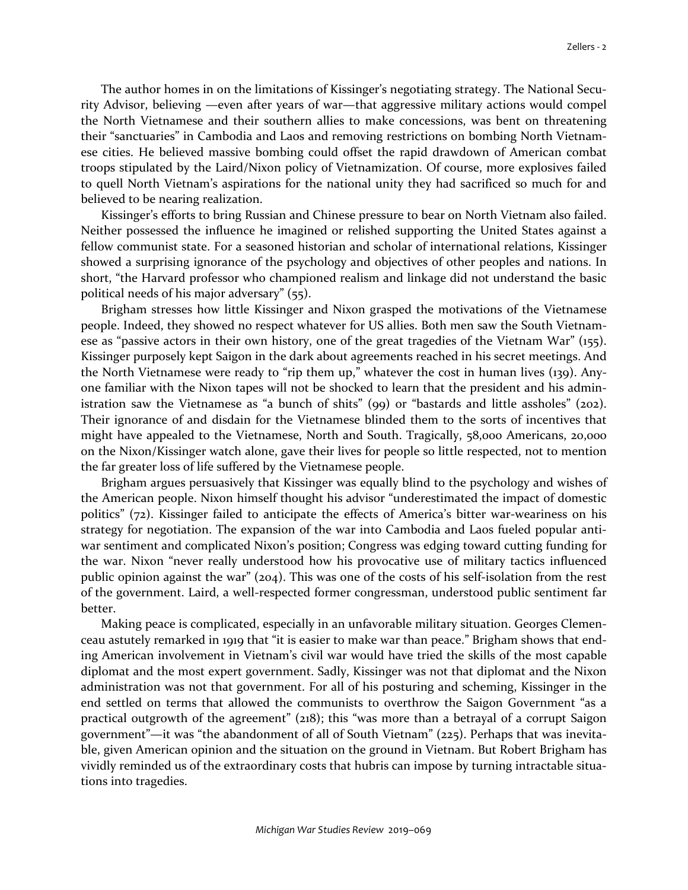The author homes in on the limitations of Kissinger's negotiating strategy. The National Security Advisor, believing —even after years of war—that aggressive military actions would compel the North Vietnamese and their southern allies to make concessions, was bent on threatening their "sanctuaries" in Cambodia and Laos and removing restrictions on bombing North Vietnamese cities. He believed massive bombing could offset the rapid drawdown of American combat troops stipulated by the Laird/Nixon policy of Vietnamization. Of course, more explosives failed to quell North Vietnam's aspirations for the national unity they had sacrificed so much for and believed to be nearing realization.

Kissinger's efforts to bring Russian and Chinese pressure to bear on North Vietnam also failed. Neither possessed the influence he imagined or relished supporting the United States against a fellow communist state. For a seasoned historian and scholar of international relations, Kissinger showed a surprising ignorance of the psychology and objectives of other peoples and nations. In short, "the Harvard professor who championed realism and linkage did not understand the basic political needs of his major adversary" (55).

Brigham stresses how little Kissinger and Nixon grasped the motivations of the Vietnamese people. Indeed, they showed no respect whatever for US allies. Both men saw the South Vietnamese as "passive actors in their own history, one of the great tragedies of the Vietnam War" (155). Kissinger purposely kept Saigon in the dark about agreements reached in his secret meetings. And the North Vietnamese were ready to "rip them up," whatever the cost in human lives (139). Anyone familiar with the Nixon tapes will not be shocked to learn that the president and his administration saw the Vietnamese as "a bunch of shits" (99) or "bastards and little assholes" (202). Their ignorance of and disdain for the Vietnamese blinded them to the sorts of incentives that might have appealed to the Vietnamese, North and South. Tragically, 58,000 Americans, 20,000 on the Nixon/Kissinger watch alone, gave their lives for people so little respected, not to mention the far greater loss of life suffered by the Vietnamese people.

Brigham argues persuasively that Kissinger was equally blind to the psychology and wishes of the American people. Nixon himself thought his advisor "underestimated the impact of domestic politics" (72). Kissinger failed to anticipate the effects of America's bitter war-weariness on his strategy for negotiation. The expansion of the war into Cambodia and Laos fueled popular antiwar sentiment and complicated Nixon's position; Congress was edging toward cutting funding for the war. Nixon "never really understood how his provocative use of military tactics influenced public opinion against the war" (204). This was one of the costs of his self-isolation from the rest of the government. Laird, a well-respected former congressman, understood public sentiment far better.

Making peace is complicated, especially in an unfavorable military situation. Georges Clemenceau astutely remarked in 1919 that "it is easier to make war than peace." Brigham shows that ending American involvement in Vietnam's civil war would have tried the skills of the most capable diplomat and the most expert government. Sadly, Kissinger was not that diplomat and the Nixon administration was not that government. For all of his posturing and scheming, Kissinger in the end settled on terms that allowed the communists to overthrow the Saigon Government "as a practical outgrowth of the agreement" (218); this "was more than a betrayal of a corrupt Saigon government"—it was "the abandonment of all of South Vietnam" (225). Perhaps that was inevitable, given American opinion and the situation on the ground in Vietnam. But Robert Brigham has vividly reminded us of the extraordinary costs that hubris can impose by turning intractable situations into tragedies.